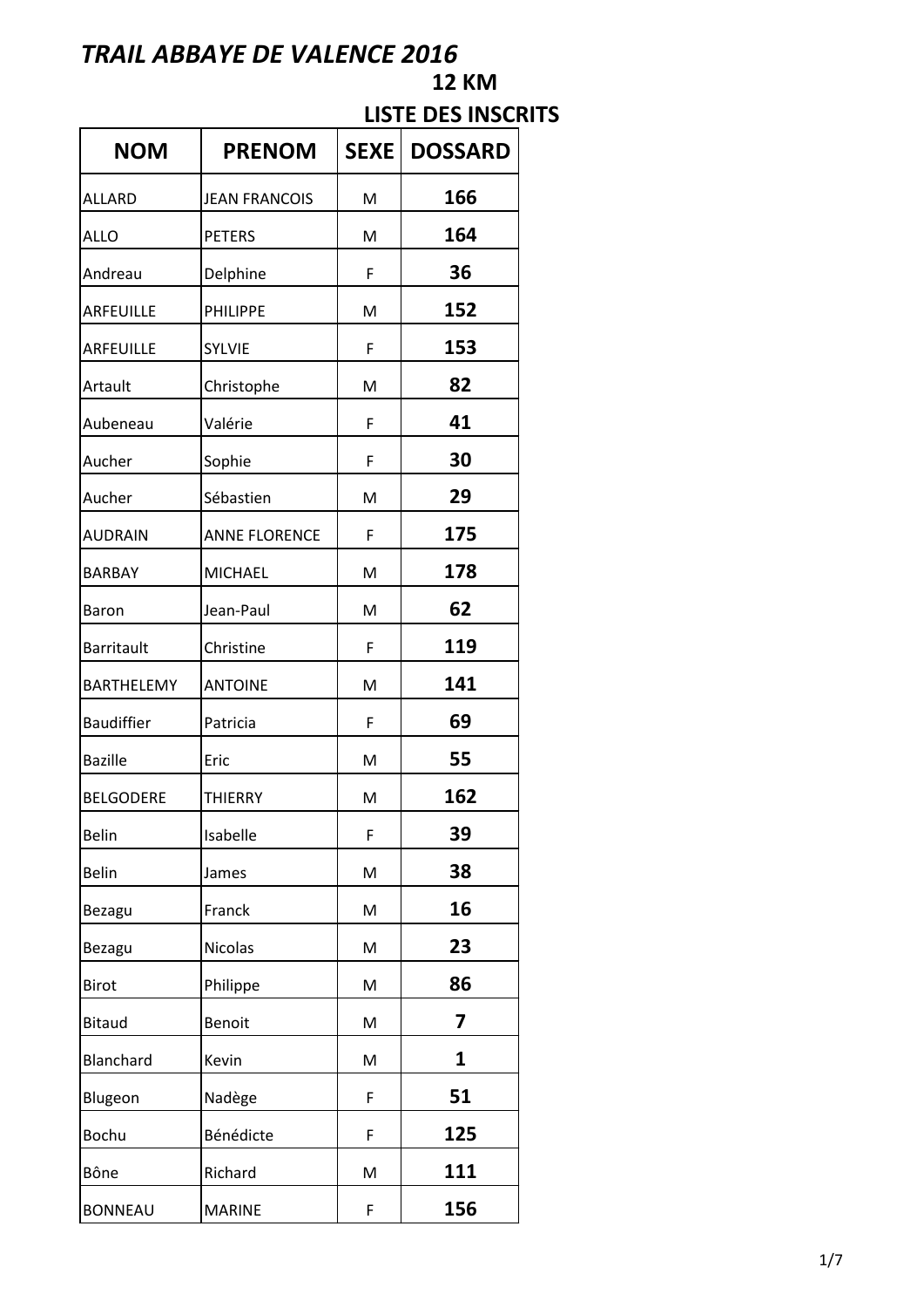# *TRAIL ABBAYE DE VALENCE 2016*

## 12 KM

## LISTE DES INSCRITS

| NOM | PRENOM | SEXE | DOSSARD |
|---|---|---|---|
| ALLARD | JEAN FRANCOIS | M | **166** |
| ALLO | PETERS | M | **164** |
| Andreau | Delphine | F | **36** |
| ARFEUILLE | PHILIPPE | M | **152** |
| ARFEUILLE | SYLVIE | F | **153** |
| Artault | Christophe | M | **82** |
| Aubeneau | Valérie | F | **41** |
| Aucher | Sophie | F | **30** |
| Aucher | Sébastien | M | **29** |
| AUDRAIN | ANNE FLORENCE | F | **175** |
| BARBAY | MICHAEL | M | **178** |
| Baron | Jean-Paul | M | **62** |
| Barritault | Christine | F | **119** |
| BARTHELEMY | ANTOINE | M | **141** |
| Baudiffier | Patricia | F | **69** |
| Bazille | Eric | M | **55** |
| BELGODERE | THIERRY | M | **162** |
| Belin | Isabelle | F | **39** |
| Belin | James | M | **38** |
| Bezagu | Franck | M | **16** |
| Bezagu | Nicolas | M | **23** |
| Birot | Philippe | M | **86** |
| Bitaud | Benoit | M | **7** |
| Blanchard | Kevin | M | **1** |
| Blugeon | Nadège | F | **51** |
| Bochu | Bénédicte | F | **125** |
| Bône | Richard | M | **111** |
| BONNEAU | MARINE | F | **156** |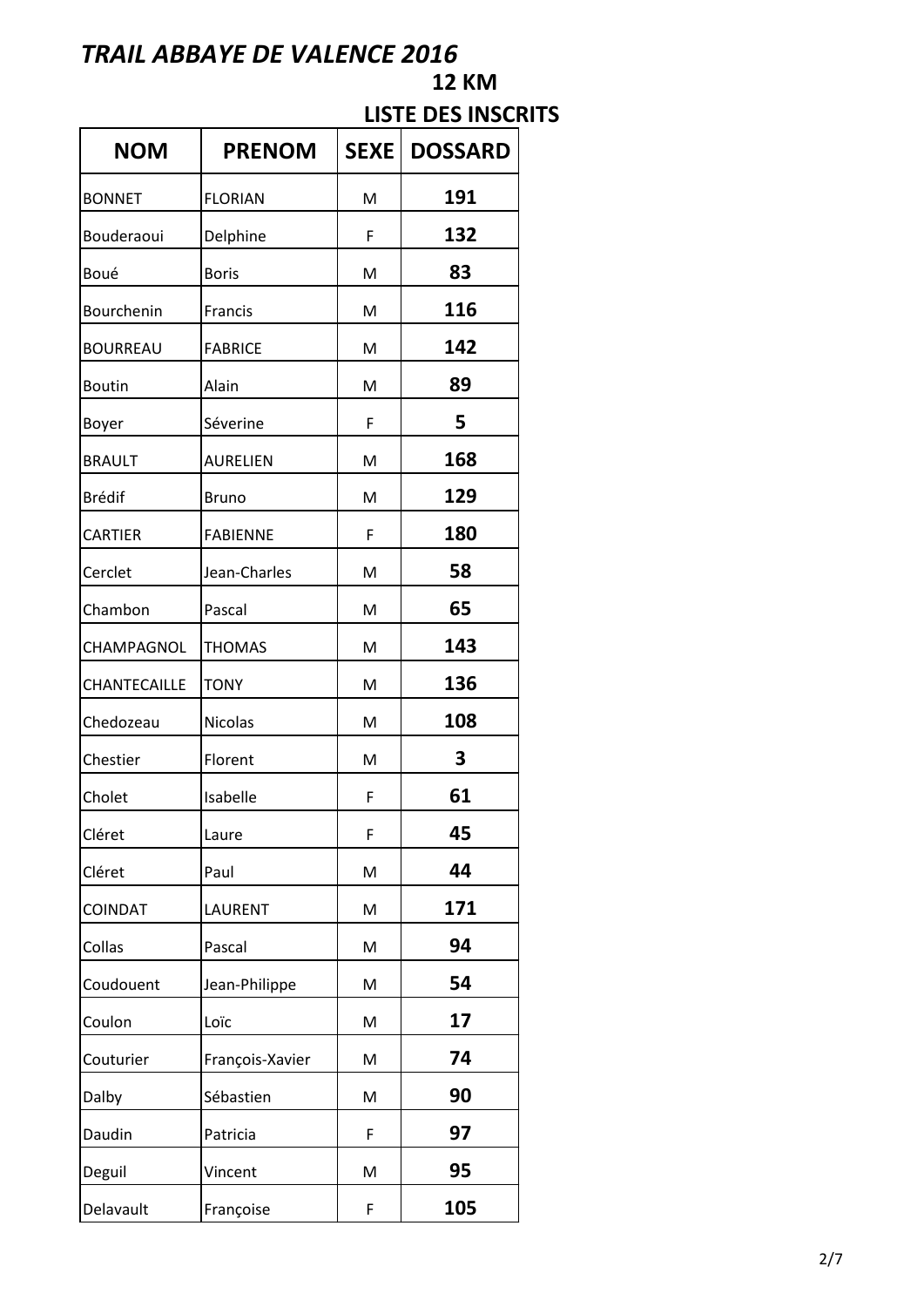# *TRAIL ABBAYE DE VALENCE 2016*

## 12 KM

## LISTE DES INSCRITS

| NOM | PRENOM | SEXE | DOSSARD |
|---|---|---|---|
| BONNET | FLORIAN | M | **191** |
| Bouderaoui | Delphine | F | **132** |
| Boué | Boris | M | **83** |
| Bourchenin | Francis | M | **116** |
| BOURREAU | FABRICE | M | **142** |
| Boutin | Alain | M | **89** |
| Boyer | Séverine | F | **5** |
| BRAULT | AURELIEN | M | **168** |
| Brédif | Bruno | M | **129** |
| CARTIER | FABIENNE | F | **180** |
| Cerclet | Jean-Charles | M | **58** |
| Chambon | Pascal | M | **65** |
| CHAMPAGNOL | THOMAS | M | **143** |
| CHANTECAILLE | TONY | M | **136** |
| Chedozeau | Nicolas | M | **108** |
| Chestier | Florent | M | **3** |
| Cholet | Isabelle | F | **61** |
| Cléret | Laure | F | **45** |
| Cléret | Paul | M | **44** |
| COINDAT | LAURENT | M | **171** |
| Collas | Pascal | M | **94** |
| Coudouent | Jean-Philippe | M | **54** |
| Coulon | Loïc | M | **17** |
| Couturier | François-Xavier | M | **74** |
| Dalby | Sébastien | M | **90** |
| Daudin | Patricia | F | **97** |
| Deguil | Vincent | M | **95** |
| Delavault | Françoise | F | **105** |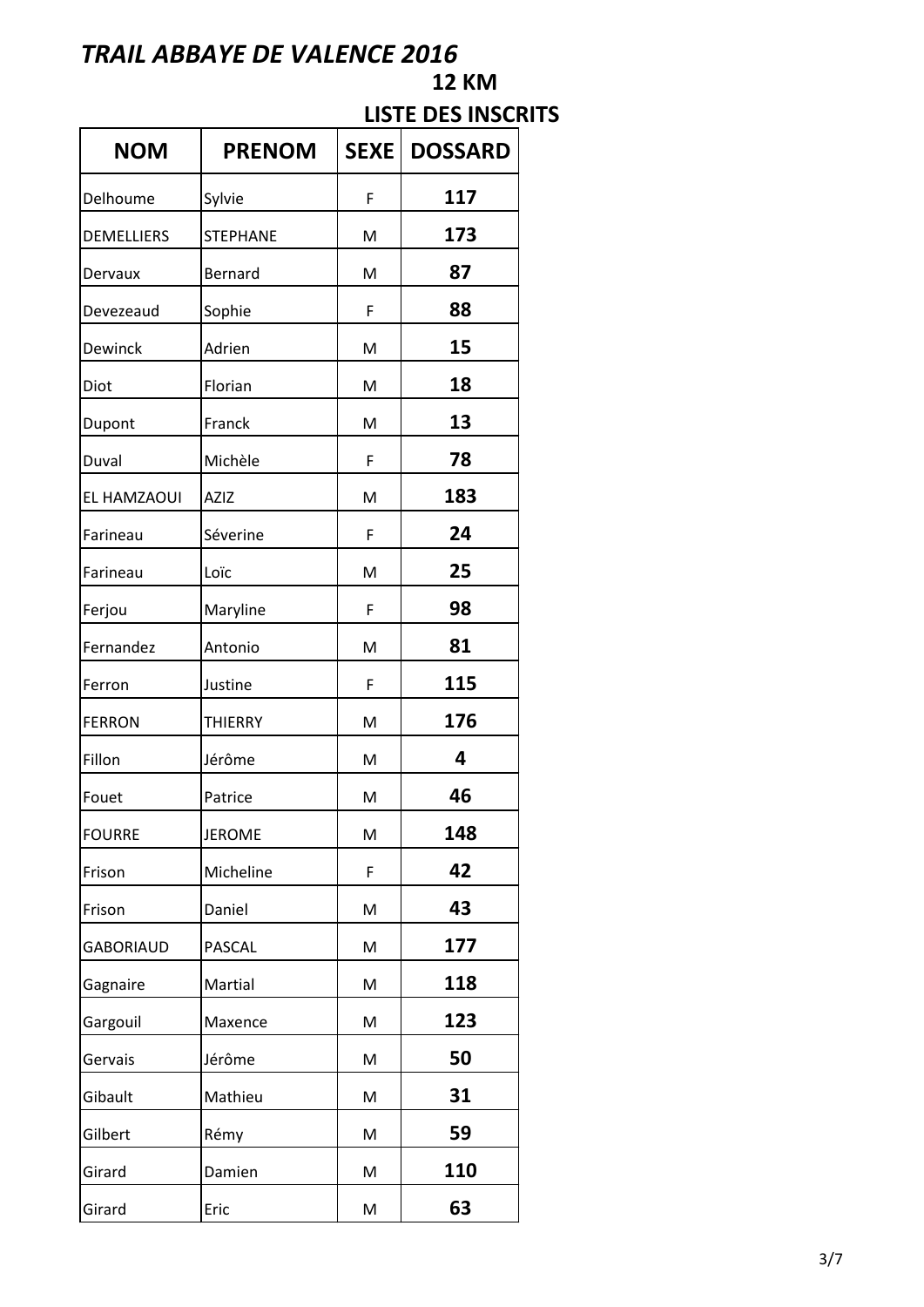# *TRAIL ABBAYE DE VALENCE 2016*

## 12 KM

## LISTE DES INSCRITS

| NOM | PRENOM | SEXE | DOSSARD |
|---|---|---|---|
| Delhoume | Sylvie | F | **117** |
| DEMELLIERS | STEPHANE | M | **173** |
| Dervaux | Bernard | M | **87** |
| Devezeaud | Sophie | F | **88** |
| Dewinck | Adrien | M | **15** |
| Diot | Florian | M | **18** |
| Dupont | Franck | M | **13** |
| Duval | Michèle | F | **78** |
| EL HAMZAOUI | AZIZ | M | **183** |
| Farineau | Séverine | F | **24** |
| Farineau | Loïc | M | **25** |
| Ferjou | Maryline | F | **98** |
| Fernandez | Antonio | M | **81** |
| Ferron | Justine | F | **115** |
| FERRON | THIERRY | M | **176** |
| Fillon | Jérôme | M | **4** |
| Fouet | Patrice | M | **46** |
| FOURRE | JEROME | M | **148** |
| Frison | Micheline | F | **42** |
| Frison | Daniel | M | **43** |
| GABORIAUD | PASCAL | M | **177** |
| Gagnaire | Martial | M | **118** |
| Gargouil | Maxence | M | **123** |
| Gervais | Jérôme | M | **50** |
| Gibault | Mathieu | M | **31** |
| Gilbert | Rémy | M | **59** |
| Girard | Damien | M | **110** |
| Girard | Eric | M | **63** |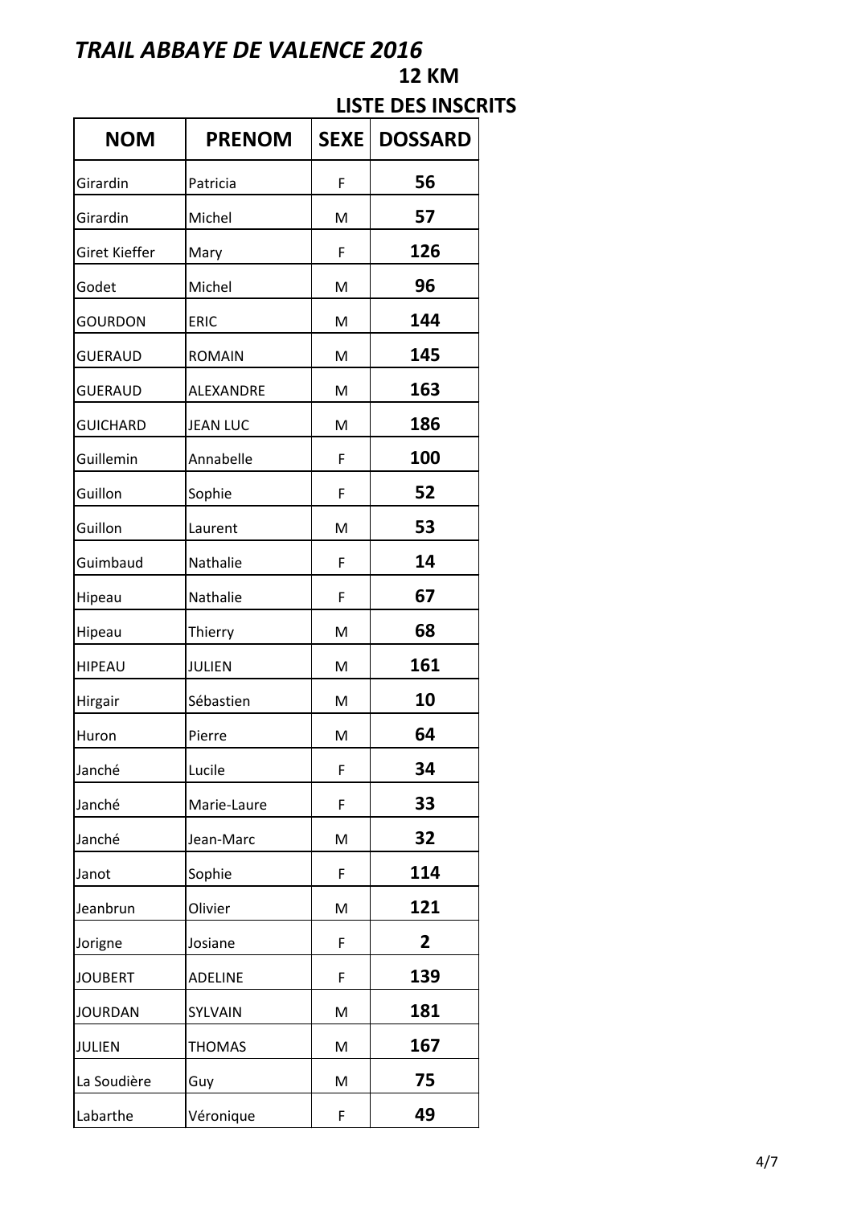# *TRAIL ABBAYE DE VALENCE 2016*

## 12 KM

## LISTE DES INSCRITS

| NOM | PRENOM | SEXE | DOSSARD |
|---|---|---|---|
| Girardin | Patricia | F | **56** |
| Girardin | Michel | M | **57** |
| Giret Kieffer | Mary | F | **126** |
| Godet | Michel | M | **96** |
| GOURDON | ERIC | M | **144** |
| GUERAUD | ROMAIN | M | **145** |
| GUERAUD | ALEXANDRE | M | **163** |
| GUICHARD | JEAN LUC | M | **186** |
| Guillemin | Annabelle | F | **100** |
| Guillon | Sophie | F | **52** |
| Guillon | Laurent | M | **53** |
| Guimbaud | Nathalie | F | **14** |
| Hipeau | Nathalie | F | **67** |
| Hipeau | Thierry | M | **68** |
| HIPEAU | JULIEN | M | **161** |
| Hirgair | Sébastien | M | **10** |
| Huron | Pierre | M | **64** |
| Janché | Lucile | F | **34** |
| Janché | Marie-Laure | F | **33** |
| Janché | Jean-Marc | M | **32** |
| Janot | Sophie | F | **114** |
| Jeanbrun | Olivier | M | **121** |
| Jorigne | Josiane | F | **2** |
| JOUBERT | ADELINE | F | **139** |
| JOURDAN | SYLVAIN | M | **181** |
| JULIEN | THOMAS | M | **167** |
| La Soudière | Guy | M | **75** |
| Labarthe | Véronique | F | **49** |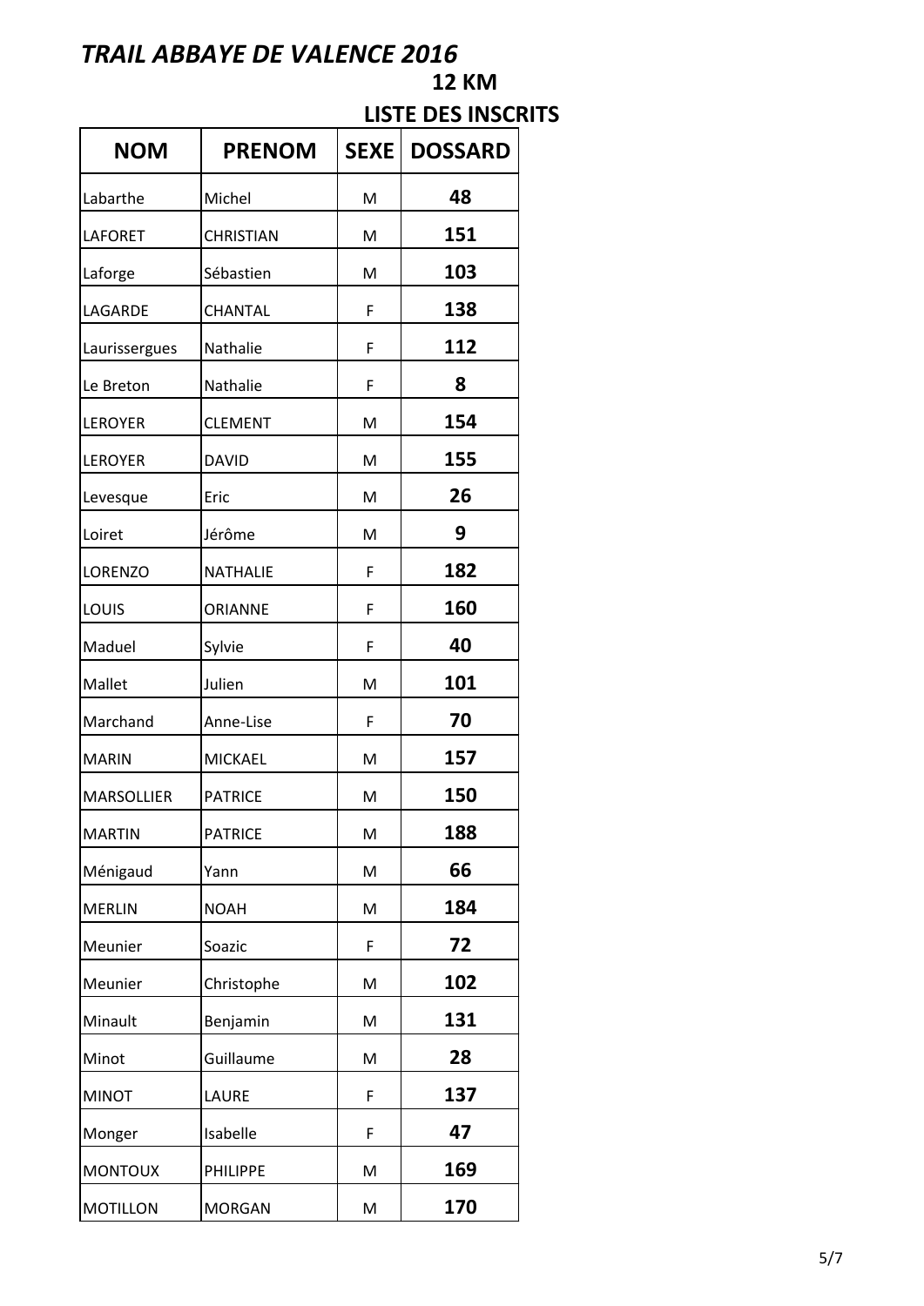# *TRAIL ABBAYE DE VALENCE 2016*

## 12 KM

## LISTE DES INSCRITS

| NOM | PRENOM | SEXE | DOSSARD |
|---|---|---|---|
| Labarthe | Michel | M | **48** |
| LAFORET | CHRISTIAN | M | **151** |
| Laforge | Sébastien | M | **103** |
| LAGARDE | CHANTAL | F | **138** |
| Laurissergues | Nathalie | F | **112** |
| Le Breton | Nathalie | F | **8** |
| LEROYER | CLEMENT | M | **154** |
| LEROYER | DAVID | M | **155** |
| Levesque | Eric | M | **26** |
| Loiret | Jérôme | M | **9** |
| LORENZO | NATHALIE | F | **182** |
| LOUIS | ORIANNE | F | **160** |
| Maduel | Sylvie | F | **40** |
| Mallet | Julien | M | **101** |
| Marchand | Anne-Lise | F | **70** |
| MARIN | MICKAEL | M | **157** |
| MARSOLLIER | PATRICE | M | **150** |
| MARTIN | PATRICE | M | **188** |
| Ménigaud | Yann | M | **66** |
| MERLIN | NOAH | M | **184** |
| Meunier | Soazic | F | **72** |
| Meunier | Christophe | M | **102** |
| Minault | Benjamin | M | **131** |
| Minot | Guillaume | M | **28** |
| MINOT | LAURE | F | **137** |
| Monger | Isabelle | F | **47** |
| MONTOUX | PHILIPPE | M | **169** |
| MOTILLON | MORGAN | M | **170** |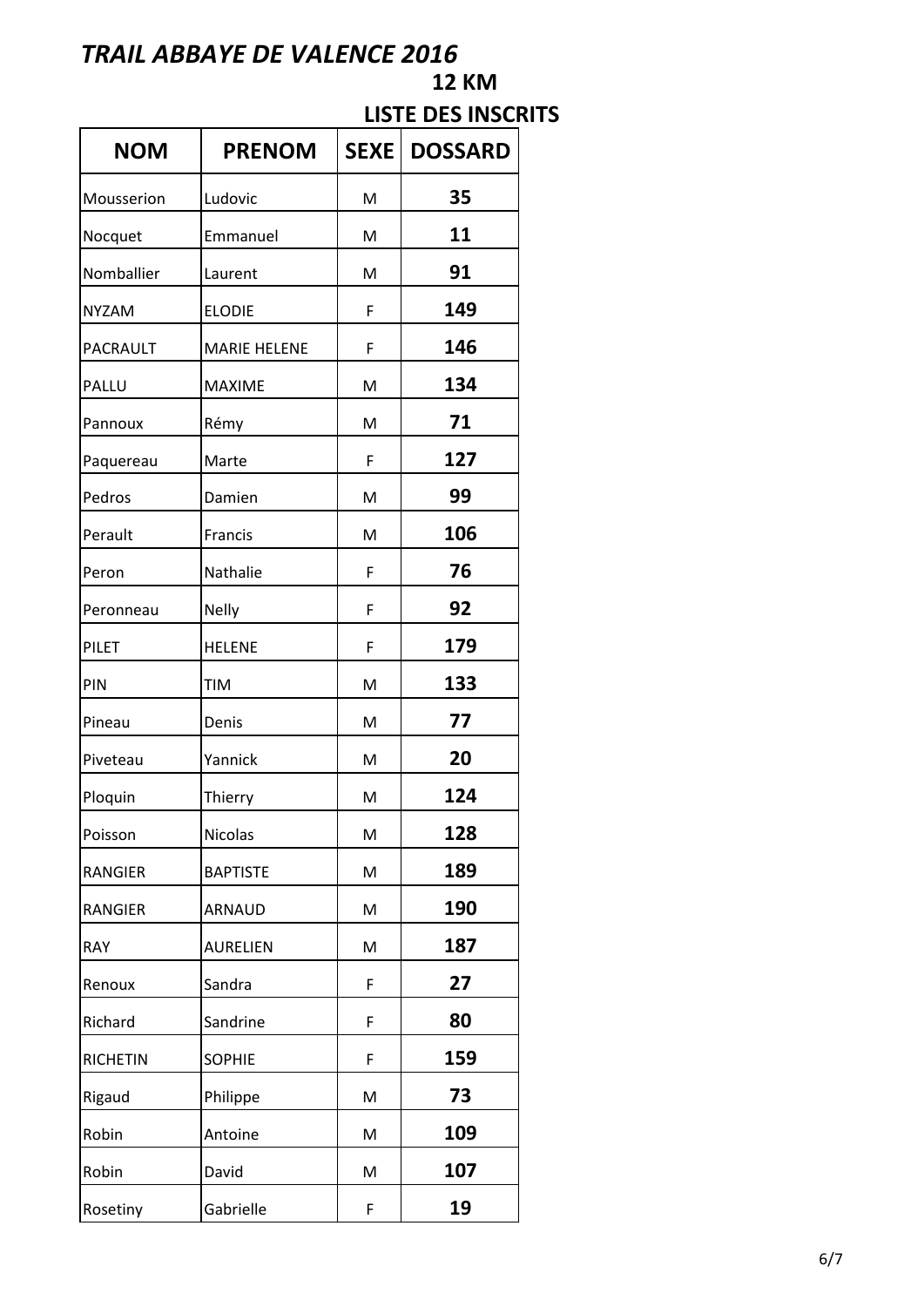# *TRAIL ABBAYE DE VALENCE 2016*

## 12 KM

## LISTE DES INSCRITS

| NOM | PRENOM | SEXE | DOSSARD |
|---|---|---|---|
| Mousserion | Ludovic | M | **35** |
| Nocquet | Emmanuel | M | **11** |
| Nomballier | Laurent | M | **91** |
| NYZAM | ELODIE | F | **149** |
| PACRAULT | MARIE HELENE | F | **146** |
| PALLU | MAXIME | M | **134** |
| Pannoux | Rémy | M | **71** |
| Paquereau | Marte | F | **127** |
| Pedros | Damien | M | **99** |
| Perault | Francis | M | **106** |
| Peron | Nathalie | F | **76** |
| Peronneau | Nelly | F | **92** |
| PILET | HELENE | F | **179** |
| PIN | TIM | M | **133** |
| Pineau | Denis | M | **77** |
| Piveteau | Yannick | M | **20** |
| Ploquin | Thierry | M | **124** |
| Poisson | Nicolas | M | **128** |
| RANGIER | BAPTISTE | M | **189** |
| RANGIER | ARNAUD | M | **190** |
| RAY | AURELIEN | M | **187** |
| Renoux | Sandra | F | **27** |
| Richard | Sandrine | F | **80** |
| RICHETIN | SOPHIE | F | **159** |
| Rigaud | Philippe | M | **73** |
| Robin | Antoine | M | **109** |
| Robin | David | M | **107** |
| Rosetiny | Gabrielle | F | **19** |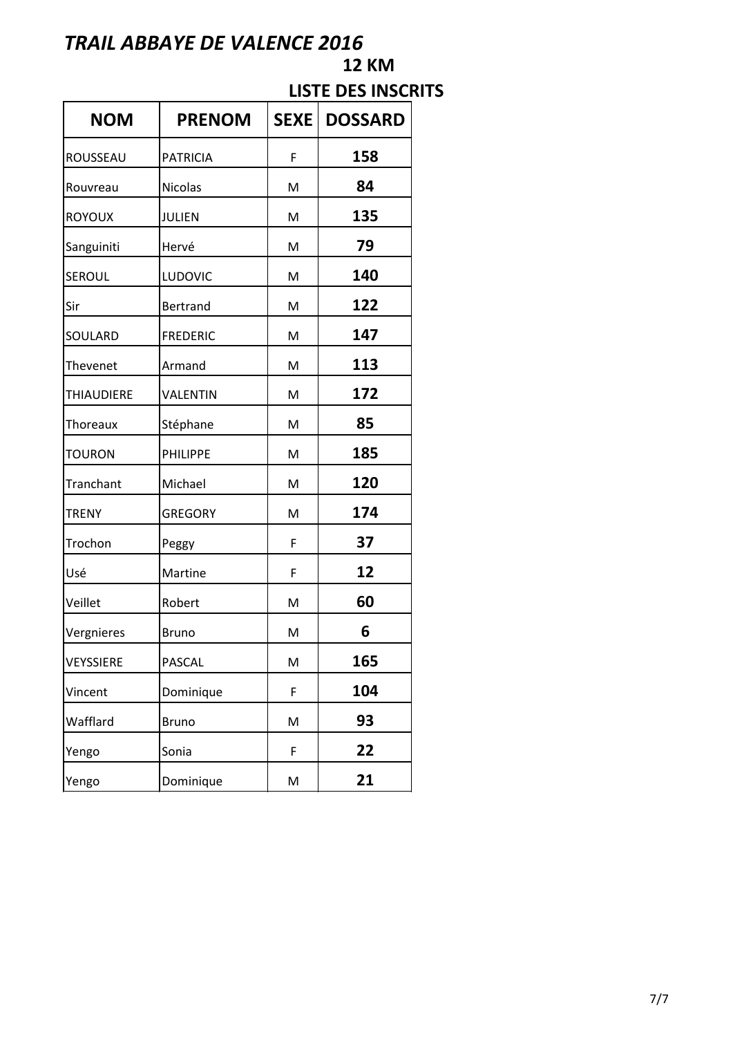# *TRAIL ABBAYE DE VALENCE 2016*

## 12 KM

## LISTE DES INSCRITS

| NOM | PRENOM | SEXE | DOSSARD |
|---|---|---|---|
| ROUSSEAU | PATRICIA | F | **158** |
| Rouvreau | Nicolas | M | **84** |
| ROYOUX | JULIEN | M | **135** |
| Sanguiniti | Hervé | M | **79** |
| SEROUL | LUDOVIC | M | **140** |
| Sir | Bertrand | M | **122** |
| SOULARD | FREDERIC | M | **147** |
| Thevenet | Armand | M | **113** |
| THIAUDIERE | VALENTIN | M | **172** |
| Thoreaux | Stéphane | M | **85** |
| TOURON | PHILIPPE | M | **185** |
| Tranchant | Michael | M | **120** |
| TRENY | GREGORY | M | **174** |
| Trochon | Peggy | F | **37** |
| Usé | Martine | F | **12** |
| Veillet | Robert | M | **60** |
| Vergnieres | Bruno | M | **6** |
| VEYSSIERE | PASCAL | M | **165** |
| Vincent | Dominique | F | **104** |
| Wafflard | Bruno | M | **93** |
| Yengo | Sonia | F | **22** |
| Yengo | Dominique | M | **21** |